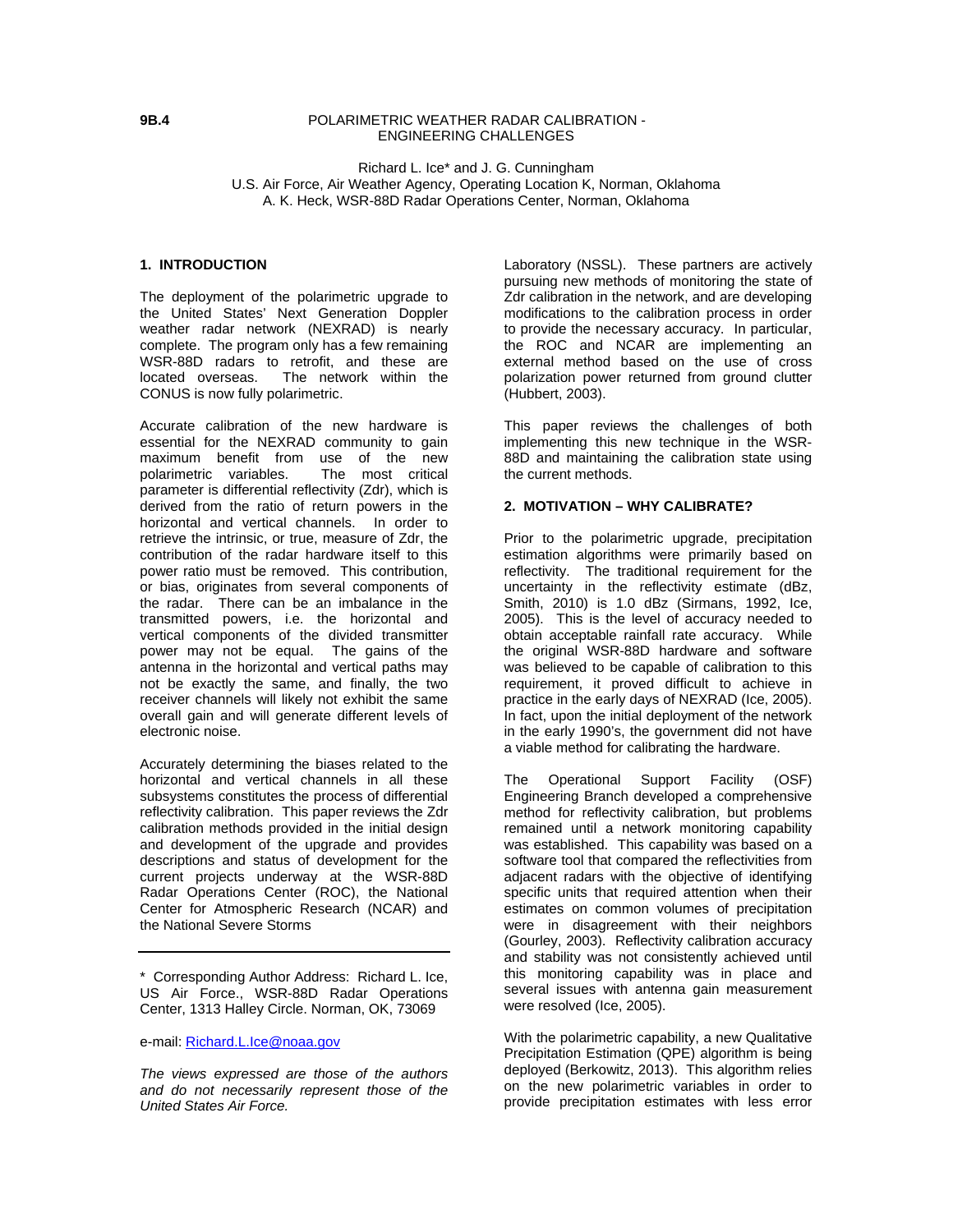**9B.4**

# POLARIMETRIC WEATHER RADAR CALIBRATION - ENGINEERING CHALLENGES

Richard L. Ice* and J. G. Cunningham
U.S. Air Force, Air Weather Agency, Operating Location K, Norman, Oklahoma
A. K. Heck, WSR-88D Radar Operations Center, Norman, Oklahoma

## 1. INTRODUCTION

The deployment of the polarimetric upgrade to the United States' Next Generation Doppler weather radar network (NEXRAD) is nearly complete. The program only has a few remaining WSR-88D radars to retrofit, and these are located overseas. The network within the CONUS is now fully polarimetric.

Accurate calibration of the new hardware is essential for the NEXRAD community to gain maximum benefit from use of the new polarimetric variables. The most critical parameter is differential reflectivity (Zdr), which is derived from the ratio of return powers in the horizontal and vertical channels. In order to retrieve the intrinsic, or true, measure of Zdr, the contribution of the radar hardware itself to this power ratio must be removed. This contribution, or bias, originates from several components of the radar. There can be an imbalance in the transmitted powers, i.e. the horizontal and vertical components of the divided transmitter power may not be equal. The gains of the antenna in the horizontal and vertical paths may not be exactly the same, and finally, the two receiver channels will likely not exhibit the same overall gain and will generate different levels of electronic noise.

Accurately determining the biases related to the horizontal and vertical channels in all these subsystems constitutes the process of differential reflectivity calibration. This paper reviews the Zdr calibration methods provided in the initial design and development of the upgrade and provides descriptions and status of development for the current projects underway at the WSR-88D Radar Operations Center (ROC), the National Center for Atmospheric Research (NCAR) and the National Severe Storms Laboratory (NSSL). These partners are actively pursuing new methods of monitoring the state of Zdr calibration in the network, and are developing modifications to the calibration process in order to provide the necessary accuracy. In particular, the ROC and NCAR are implementing an external method based on the use of cross polarization power returned from ground clutter (Hubbert, 2003).

This paper reviews the challenges of both implementing this new technique in the WSR-88D and maintaining the calibration state using the current methods.

---

\* Corresponding Author Address: Richard L. Ice, US Air Force., WSR-88D Radar Operations Center, 1313 Halley Circle. Norman, OK, 73069

e-mail: Richard.L.Ice@noaa.gov

*The views expressed are those of the authors and do not necessarily represent those of the United States Air Force.*

## 2. MOTIVATION – WHY CALIBRATE?

Prior to the polarimetric upgrade, precipitation estimation algorithms were primarily based on reflectivity. The traditional requirement for the uncertainty in the reflectivity estimate (dBz, Smith, 2010) is 1.0 dBz (Sirmans, 1992, Ice, 2005). This is the level of accuracy needed to obtain acceptable rainfall rate accuracy. While the original WSR-88D hardware and software was believed to be capable of calibration to this requirement, it proved difficult to achieve in practice in the early days of NEXRAD (Ice, 2005). In fact, upon the initial deployment of the network in the early 1990's, the government did not have a viable method for calibrating the hardware.

The Operational Support Facility (OSF) Engineering Branch developed a comprehensive method for reflectivity calibration, but problems remained until a network monitoring capability was established. This capability was based on a software tool that compared the reflectivities from adjacent radars with the objective of identifying specific units that required attention when their estimates on common volumes of precipitation were in disagreement with their neighbors (Gourley, 2003). Reflectivity calibration accuracy and stability was not consistently achieved until this monitoring capability was in place and several issues with antenna gain measurement were resolved (Ice, 2005).

With the polarimetric capability, a new Qualitative Precipitation Estimation (QPE) algorithm is being deployed (Berkowitz, 2013). This algorithm relies on the new polarimetric variables in order to provide precipitation estimates with less error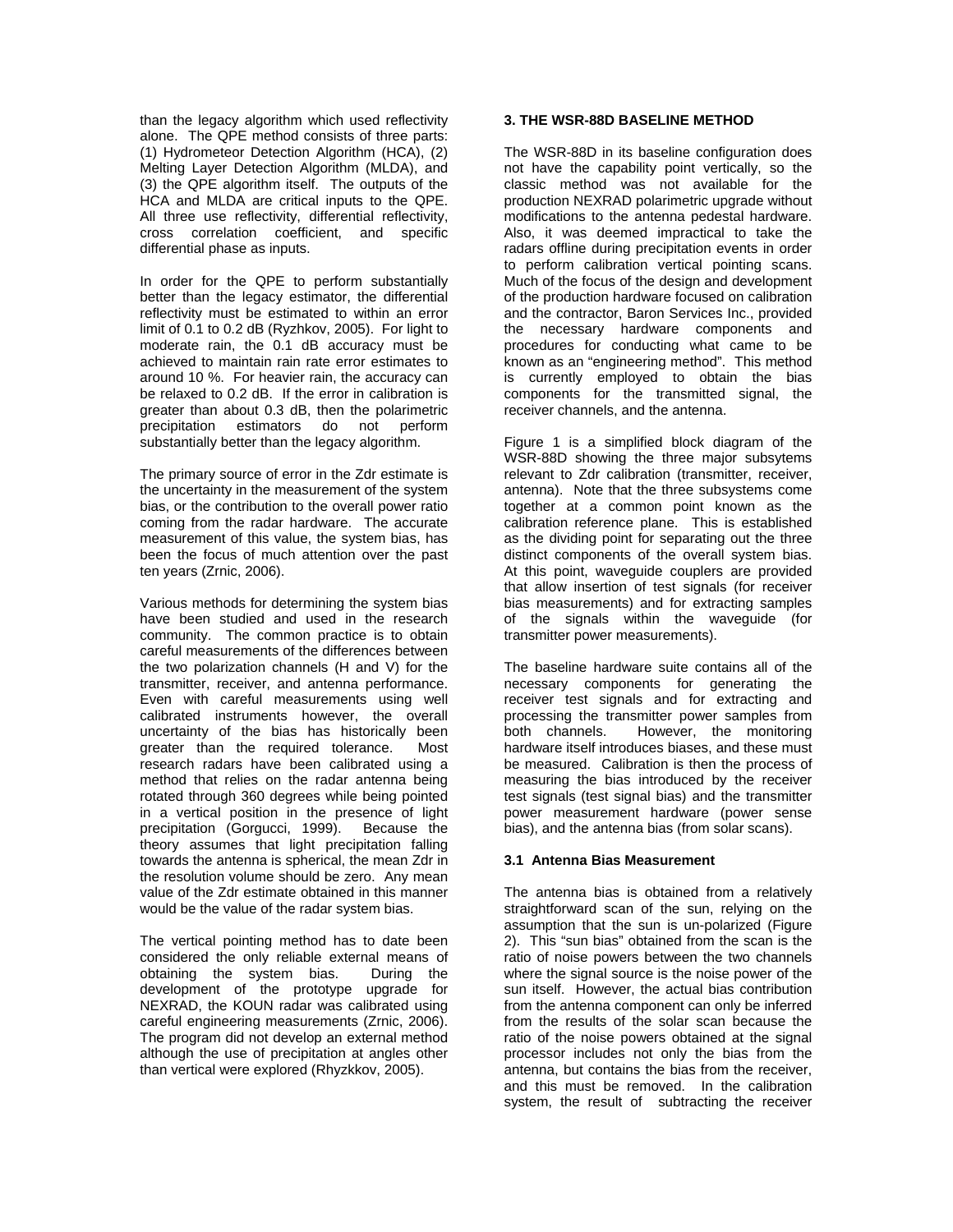than the legacy algorithm which used reflectivity alone. The QPE method consists of three parts: (1) Hydrometeor Detection Algorithm (HCA), (2) Melting Layer Detection Algorithm (MLDA), and (3) the QPE algorithm itself. The outputs of the HCA and MLDA are critical inputs to the QPE. All three use reflectivity, differential reflectivity, cross correlation coefficient, and specific differential phase as inputs.

In order for the QPE to perform substantially better than the legacy estimator, the differential reflectivity must be estimated to within an error limit of 0.1 to 0.2 dB (Ryzhkov, 2005). For light to moderate rain, the 0.1 dB accuracy must be achieved to maintain rain rate error estimates to around 10 %. For heavier rain, the accuracy can be relaxed to 0.2 dB. If the error in calibration is greater than about 0.3 dB, then the polarimetric precipitation estimators do not perform substantially better than the legacy algorithm.

The primary source of error in the Zdr estimate is the uncertainty in the measurement of the system bias, or the contribution to the overall power ratio coming from the radar hardware. The accurate measurement of this value, the system bias, has been the focus of much attention over the past ten years (Zrnic, 2006).

Various methods for determining the system bias have been studied and used in the research community. The common practice is to obtain careful measurements of the differences between the two polarization channels (H and V) for the transmitter, receiver, and antenna performance. Even with careful measurements using well calibrated instruments however, the overall uncertainty of the bias has historically been greater than the required tolerance. Most research radars have been calibrated using a method that relies on the radar antenna being rotated through 360 degrees while being pointed in a vertical position in the presence of light precipitation (Gorgucci, 1999). Because the theory assumes that light precipitation falling towards the antenna is spherical, the mean Zdr in the resolution volume should be zero. Any mean value of the Zdr estimate obtained in this manner would be the value of the radar system bias.

The vertical pointing method has to date been considered the only reliable external means of obtaining the system bias. During the development of the prototype upgrade for NEXRAD, the KOUN radar was calibrated using careful engineering measurements (Zrnic, 2006). The program did not develop an external method although the use of precipitation at angles other than vertical were explored (Rhyzkkov, 2005).

### 3. THE WSR-88D BASELINE METHOD

The WSR-88D in its baseline configuration does not have the capability point vertically, so the classic method was not available for the production NEXRAD polarimetric upgrade without modifications to the antenna pedestal hardware. Also, it was deemed impractical to take the radars offline during precipitation events in order to perform calibration vertical pointing scans. Much of the focus of the design and development of the production hardware focused on calibration and the contractor, Baron Services Inc., provided the necessary hardware components and procedures for conducting what came to be known as an "engineering method". This method is currently employed to obtain the bias components for the transmitted signal, the receiver channels, and the antenna.

Figure 1 is a simplified block diagram of the WSR-88D showing the three major subsytems relevant to Zdr calibration (transmitter, receiver, antenna). Note that the three subsystems come together at a common point known as the calibration reference plane. This is established as the dividing point for separating out the three distinct components of the overall system bias. At this point, waveguide couplers are provided that allow insertion of test signals (for receiver bias measurements) and for extracting samples of the signals within the waveguide (for transmitter power measurements).

The baseline hardware suite contains all of the necessary components for generating the receiver test signals and for extracting and processing the transmitter power samples from both channels. However, the monitoring hardware itself introduces biases, and these must be measured. Calibration is then the process of measuring the bias introduced by the receiver test signals (test signal bias) and the transmitter power measurement hardware (power sense bias), and the antenna bias (from solar scans).

#### 3.1 Antenna Bias Measurement

The antenna bias is obtained from a relatively straightforward scan of the sun, relying on the assumption that the sun is un-polarized (Figure 2). This "sun bias" obtained from the scan is the ratio of noise powers between the two channels where the signal source is the noise power of the sun itself. However, the actual bias contribution from the antenna component can only be inferred from the results of the solar scan because the ratio of the noise powers obtained at the signal processor includes not only the bias from the antenna, but contains the bias from the receiver, and this must be removed. In the calibration system, the result of subtracting the receiver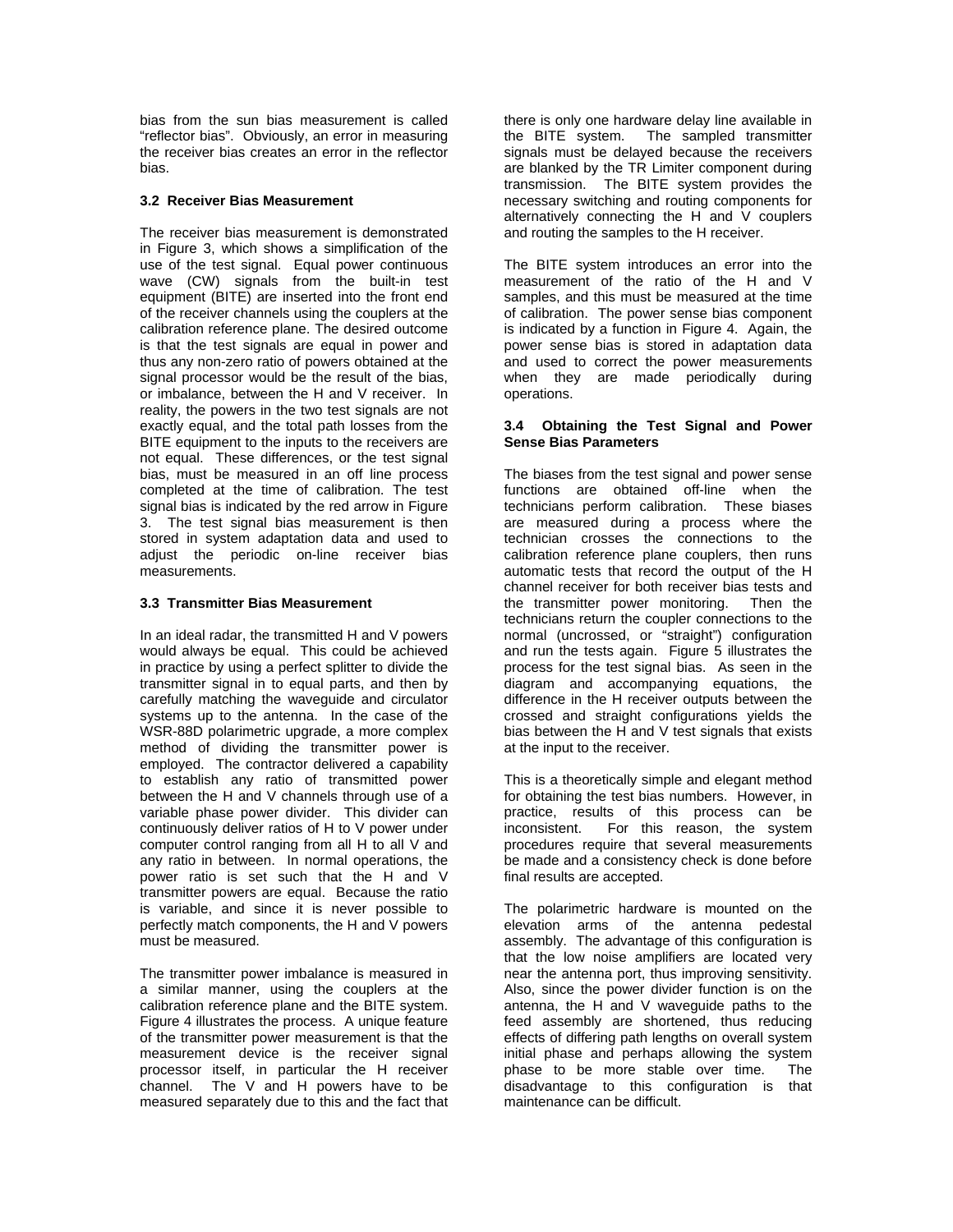bias from the sun bias measurement is called "reflector bias". Obviously, an error in measuring the receiver bias creates an error in the reflector bias.

### 3.2 Receiver Bias Measurement

The receiver bias measurement is demonstrated in Figure 3, which shows a simplification of the use of the test signal. Equal power continuous wave (CW) signals from the built-in test equipment (BITE) are inserted into the front end of the receiver channels using the couplers at the calibration reference plane. The desired outcome is that the test signals are equal in power and thus any non-zero ratio of powers obtained at the signal processor would be the result of the bias, or imbalance, between the H and V receiver. In reality, the powers in the two test signals are not exactly equal, and the total path losses from the BITE equipment to the inputs to the receivers are not equal. These differences, or the test signal bias, must be measured in an off line process completed at the time of calibration. The test signal bias is indicated by the red arrow in Figure 3. The test signal bias measurement is then stored in system adaptation data and used to adjust the periodic on-line receiver bias measurements.

### 3.3 Transmitter Bias Measurement

In an ideal radar, the transmitted H and V powers would always be equal. This could be achieved in practice by using a perfect splitter to divide the transmitter signal in to equal parts, and then by carefully matching the waveguide and circulator systems up to the antenna. In the case of the WSR-88D polarimetric upgrade, a more complex method of dividing the transmitter power is employed. The contractor delivered a capability to establish any ratio of transmitted power between the H and V channels through use of a variable phase power divider. This divider can continuously deliver ratios of H to V power under computer control ranging from all H to all V and any ratio in between. In normal operations, the power ratio is set such that the H and V transmitter powers are equal. Because the ratio is variable, and since it is never possible to perfectly match components, the H and V powers must be measured.

The transmitter power imbalance is measured in a similar manner, using the couplers at the calibration reference plane and the BITE system. Figure 4 illustrates the process. A unique feature of the transmitter power measurement is that the measurement device is the receiver signal processor itself, in particular the H receiver channel. The V and H powers have to be measured separately due to this and the fact that there is only one hardware delay line available in the BITE system. The sampled transmitter signals must be delayed because the receivers are blanked by the TR Limiter component during transmission. The BITE system provides the necessary switching and routing components for alternatively connecting the H and V couplers and routing the samples to the H receiver.

The BITE system introduces an error into the measurement of the ratio of the H and V samples, and this must be measured at the time of calibration. The power sense bias component is indicated by a function in Figure 4. Again, the power sense bias is stored in adaptation data and used to correct the power measurements when they are made periodically during operations.

### 3.4 Obtaining the Test Signal and Power Sense Bias Parameters

The biases from the test signal and power sense functions are obtained off-line when the technicians perform calibration. These biases are measured during a process where the technician crosses the connections to the calibration reference plane couplers, then runs automatic tests that record the output of the H channel receiver for both receiver bias tests and the transmitter power monitoring. Then the technicians return the coupler connections to the normal (uncrossed, or "straight") configuration and run the tests again. Figure 5 illustrates the process for the test signal bias. As seen in the diagram and accompanying equations, the difference in the H receiver outputs between the crossed and straight configurations yields the bias between the H and V test signals that exists at the input to the receiver.

This is a theoretically simple and elegant method for obtaining the test bias numbers. However, in practice, results of this process can be inconsistent. For this reason, the system procedures require that several measurements be made and a consistency check is done before final results are accepted.

The polarimetric hardware is mounted on the elevation arms of the antenna pedestal assembly. The advantage of this configuration is that the low noise amplifiers are located very near the antenna port, thus improving sensitivity. Also, since the power divider function is on the antenna, the H and V waveguide paths to the feed assembly are shortened, thus reducing effects of differing path lengths on overall system initial phase and perhaps allowing the system phase to be more stable over time. The disadvantage to this configuration is that maintenance can be difficult.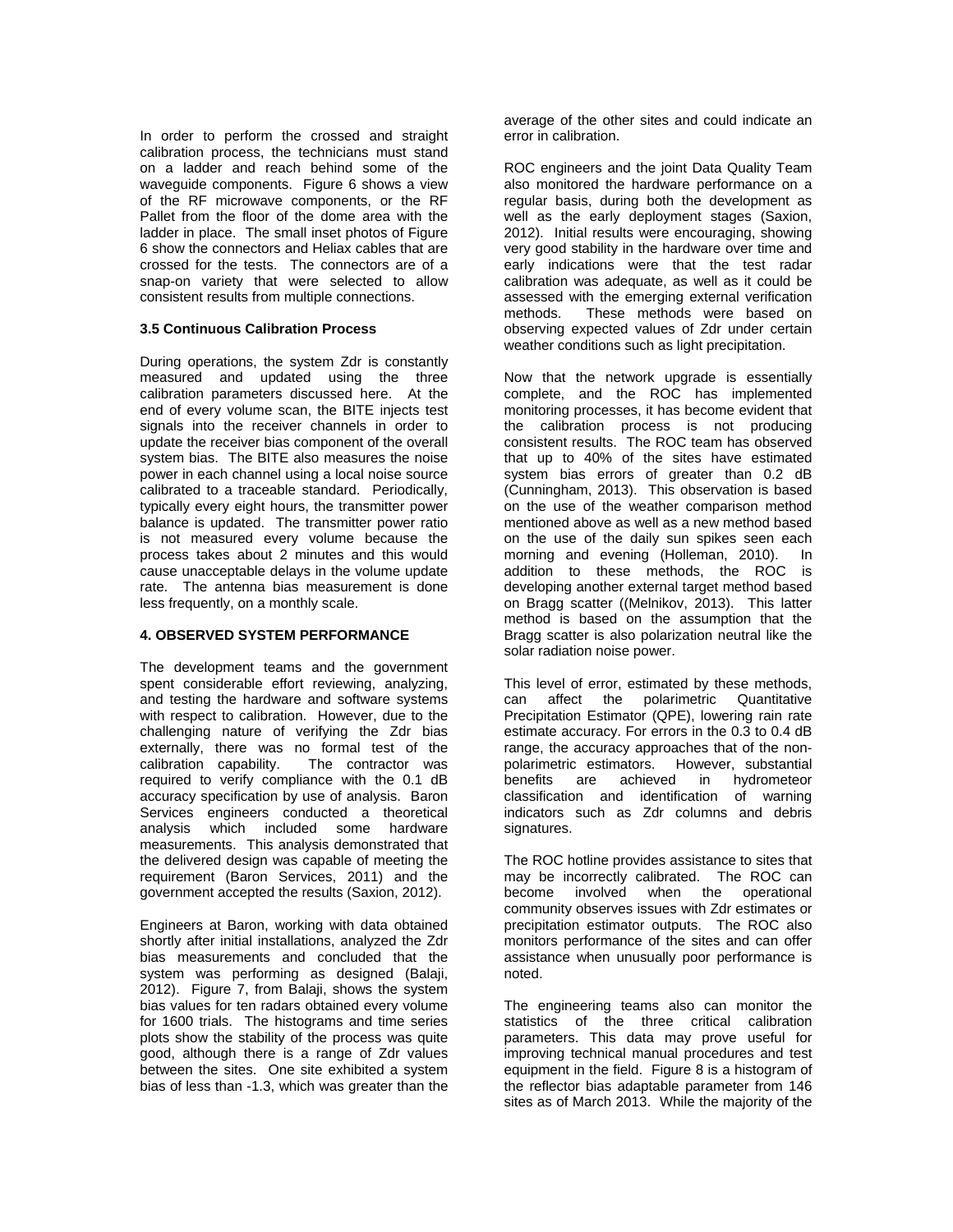In order to perform the crossed and straight calibration process, the technicians must stand on a ladder and reach behind some of the waveguide components. Figure 6 shows a view of the RF microwave components, or the RF Pallet from the floor of the dome area with the ladder in place. The small inset photos of Figure 6 show the connectors and Heliax cables that are crossed for the tests. The connectors are of a snap-on variety that were selected to allow consistent results from multiple connections.

### 3.5 Continuous Calibration Process

During operations, the system Zdr is constantly measured and updated using the three calibration parameters discussed here. At the end of every volume scan, the BITE injects test signals into the receiver channels in order to update the receiver bias component of the overall system bias. The BITE also measures the noise power in each channel using a local noise source calibrated to a traceable standard. Periodically, typically every eight hours, the transmitter power balance is updated. The transmitter power ratio is not measured every volume because the process takes about 2 minutes and this would cause unacceptable delays in the volume update rate. The antenna bias measurement is done less frequently, on a monthly scale.

## 4. OBSERVED SYSTEM PERFORMANCE

The development teams and the government spent considerable effort reviewing, analyzing, and testing the hardware and software systems with respect to calibration. However, due to the challenging nature of verifying the Zdr bias externally, there was no formal test of the calibration capability. The contractor was required to verify compliance with the 0.1 dB accuracy specification by use of analysis. Baron Services engineers conducted a theoretical analysis which included some hardware measurements. This analysis demonstrated that the delivered design was capable of meeting the requirement (Baron Services, 2011) and the government accepted the results (Saxion, 2012).

Engineers at Baron, working with data obtained shortly after initial installations, analyzed the Zdr bias measurements and concluded that the system was performing as designed (Balaji, 2012). Figure 7, from Balaji, shows the system bias values for ten radars obtained every volume for 1600 trials. The histograms and time series plots show the stability of the process was quite good, although there is a range of Zdr values between the sites. One site exhibited a system bias of less than -1.3, which was greater than the average of the other sites and could indicate an error in calibration.

ROC engineers and the joint Data Quality Team also monitored the hardware performance on a regular basis, during both the development as well as the early deployment stages (Saxion, 2012). Initial results were encouraging, showing very good stability in the hardware over time and early indications were that the test radar calibration was adequate, as well as it could be assessed with the emerging external verification methods. These methods were based on observing expected values of Zdr under certain weather conditions such as light precipitation.

Now that the network upgrade is essentially complete, and the ROC has implemented monitoring processes, it has become evident that the calibration process is not producing consistent results. The ROC team has observed that up to 40% of the sites have estimated system bias errors of greater than 0.2 dB (Cunningham, 2013). This observation is based on the use of the weather comparison method mentioned above as well as a new method based on the use of the daily sun spikes seen each morning and evening (Holleman, 2010). In addition to these methods, the ROC is developing another external target method based on Bragg scatter ((Melnikov, 2013). This latter method is based on the assumption that the Bragg scatter is also polarization neutral like the solar radiation noise power.

This level of error, estimated by these methods, can affect the polarimetric Quantitative Precipitation Estimator (QPE), lowering rain rate estimate accuracy. For errors in the 0.3 to 0.4 dB range, the accuracy approaches that of the non-polarimetric estimators. However, substantial benefits are achieved in hydrometeor classification and identification of warning indicators such as Zdr columns and debris signatures.

The ROC hotline provides assistance to sites that may be incorrectly calibrated. The ROC can become involved when the operational community observes issues with Zdr estimates or precipitation estimator outputs. The ROC also monitors performance of the sites and can offer assistance when unusually poor performance is noted.

The engineering teams also can monitor the statistics of the three critical calibration parameters. This data may prove useful for improving technical manual procedures and test equipment in the field. Figure 8 is a histogram of the reflector bias adaptable parameter from 146 sites as of March 2013. While the majority of the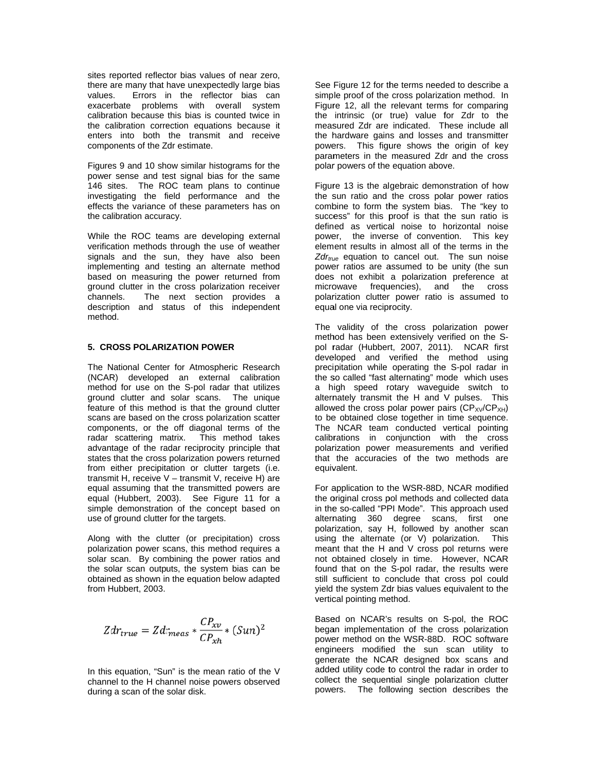sites reported reflector bias values of near zero, there are many that have unexpectedly large bias values. Errors in the reflector bias can exacerbate problems with overall system calibration because this bias is counted twice in the calibration correction equations because it enters into both the transmit and receive components of the Zdr estimate.

Figures 9 and 10 show similar histograms for the power sense and test signal bias for the same 146 sites. The ROC team plans to continue investigating the field performance and the effects the variance of these parameters has on the calibration accuracy.

While the ROC teams are developing external verification methods through the use of weather signals and the sun, they have also been implementing and testing an alternate method based on measuring the power returned from ground clutter in the cross polarization receiver channels. The next section provides a description and status of this independent method.

## 5. CROSS POLARIZATION POWER

The National Center for Atmospheric Research (NCAR) developed an external calibration method for use on the S-pol radar that utilizes ground clutter and solar scans. The unique feature of this method is that the ground clutter scans are based on the cross polarization scatter components, or the off diagonal terms of the radar scattering matrix. This method takes advantage of the radar reciprocity principle that states that the cross polarization powers returned from either precipitation or clutter targets (i.e. transmit H, receive V – transmit V, receive H) are equal assuming that the transmitted powers are equal (Hubbert, 2003). See Figure 11 for a simple demonstration of the concept based on use of ground clutter for the targets.

Along with the clutter (or precipitation) cross polarization power scans, this method requires a solar scan. By combining the power ratios and the solar scan outputs, the system bias can be obtained as shown in the equation below adapted from Hubbert, 2003.

$$Zdr_{true} = Zdr_{meas} * \frac{CP_{xv}}{CP_{xh}} * (Sun)^2$$

In this equation, "Sun" is the mean ratio of the V channel to the H channel noise powers observed during a scan of the solar disk.

See Figure 12 for the terms needed to describe a simple proof of the cross polarization method. In Figure 12, all the relevant terms for comparing the intrinsic (or true) value for Zdr to the measured Zdr are indicated. These include all the hardware gains and losses and transmitter powers. This figure shows the origin of key parameters in the measured Zdr and the cross polar powers of the equation above.

Figure 13 is the algebraic demonstration of how the sun ratio and the cross polar power ratios combine to form the system bias. The "key to success" for this proof is that the sun ratio is defined as vertical noise to horizontal noise power, the inverse of convention. This key element results in almost all of the terms in the $Zdr_{true}$ equation to cancel out. The sun noise power ratios are assumed to be unity (the sun does not exhibit a polarization preference at microwave frequencies), and the cross polarization clutter power ratio is assumed to equal one via reciprocity.

The validity of the cross polarization power method has been extensively verified on the S-pol radar (Hubbert, 2007, 2011). NCAR first developed and verified the method using precipitation while operating the S-pol radar in the so called "fast alternating" mode which uses a high speed rotary waveguide switch to alternately transmit the H and V pulses. This allowed the cross polar power pairs ($CP_{XV}/CP_{XH}$) to be obtained close together in time sequence. The NCAR team conducted vertical pointing calibrations in conjunction with the cross polarization power measurements and verified that the accuracies of the two methods are equivalent.

For application to the WSR-88D, NCAR modified the original cross pol methods and collected data in the so-called "PPI Mode". This approach used alternating 360 degree scans, first one polarization, say H, followed by another scan using the alternate (or V) polarization. This meant that the H and V cross pol returns were not obtained closely in time. However, NCAR found that on the S-pol radar, the results were still sufficient to conclude that cross pol could yield the system Zdr bias values equivalent to the vertical pointing method.

Based on NCAR's results on S-pol, the ROC began implementation of the cross polarization power method on the WSR-88D. ROC software engineers modified the sun scan utility to generate the NCAR designed box scans and added utility code to control the radar in order to collect the sequential single polarization clutter powers. The following section describes the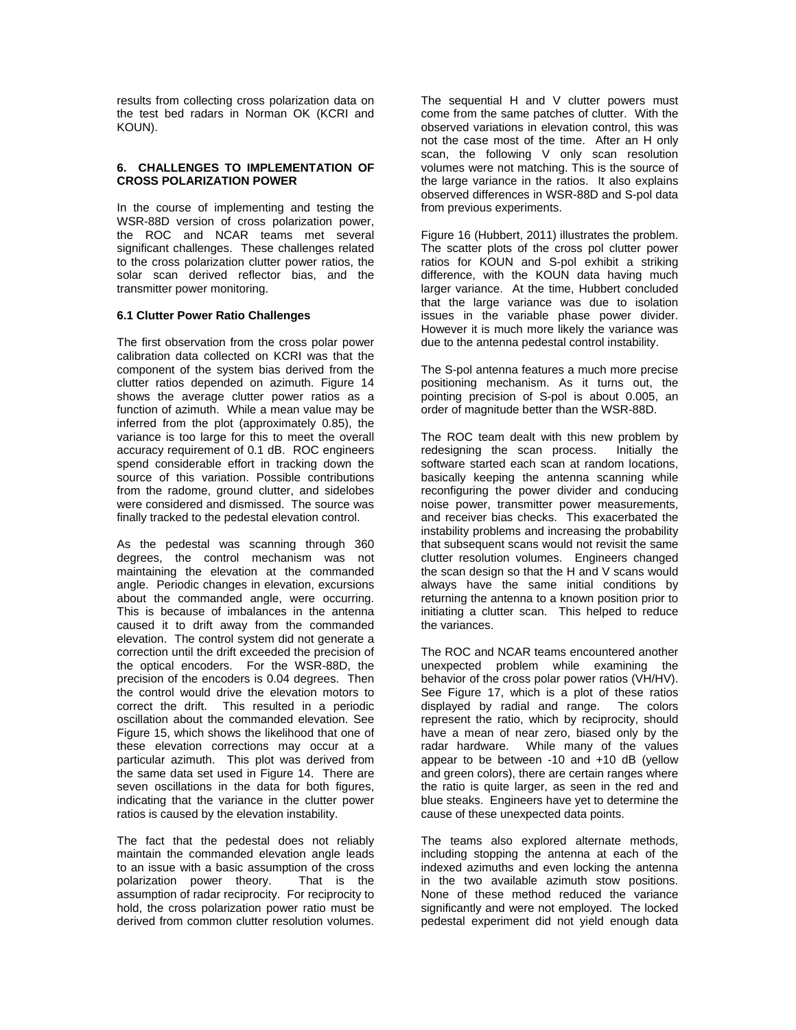results from collecting cross polarization data on the test bed radars in Norman OK (KCRI and KOUN).

## 6. CHALLENGES TO IMPLEMENTATION OF CROSS POLARIZATION POWER

In the course of implementing and testing the WSR-88D version of cross polarization power, the ROC and NCAR teams met several significant challenges. These challenges related to the cross polarization clutter power ratios, the solar scan derived reflector bias, and the transmitter power monitoring.

### 6.1 Clutter Power Ratio Challenges

The first observation from the cross polar power calibration data collected on KCRI was that the component of the system bias derived from the clutter ratios depended on azimuth. Figure 14 shows the average clutter power ratios as a function of azimuth. While a mean value may be inferred from the plot (approximately 0.85), the variance is too large for this to meet the overall accuracy requirement of 0.1 dB. ROC engineers spend considerable effort in tracking down the source of this variation. Possible contributions from the radome, ground clutter, and sidelobes were considered and dismissed. The source was finally tracked to the pedestal elevation control.

As the pedestal was scanning through 360 degrees, the control mechanism was not maintaining the elevation at the commanded angle. Periodic changes in elevation, excursions about the commanded angle, were occurring. This is because of imbalances in the antenna caused it to drift away from the commanded elevation. The control system did not generate a correction until the drift exceeded the precision of the optical encoders. For the WSR-88D, the precision of the encoders is 0.04 degrees. Then the control would drive the elevation motors to correct the drift. This resulted in a periodic oscillation about the commanded elevation. See Figure 15, which shows the likelihood that one of these elevation corrections may occur at a particular azimuth. This plot was derived from the same data set used in Figure 14. There are seven oscillations in the data for both figures, indicating that the variance in the clutter power ratios is caused by the elevation instability.

The fact that the pedestal does not reliably maintain the commanded elevation angle leads to an issue with a basic assumption of the cross polarization power theory. That is the assumption of radar reciprocity. For reciprocity to hold, the cross polarization power ratio must be derived from common clutter resolution volumes. The sequential H and V clutter powers must come from the same patches of clutter. With the observed variations in elevation control, this was not the case most of the time. After an H only scan, the following V only scan resolution volumes were not matching. This is the source of the large variance in the ratios. It also explains observed differences in WSR-88D and S-pol data from previous experiments.

Figure 16 (Hubbert, 2011) illustrates the problem. The scatter plots of the cross pol clutter power ratios for KOUN and S-pol exhibit a striking difference, with the KOUN data having much larger variance. At the time, Hubbert concluded that the large variance was due to isolation issues in the variable phase power divider. However it is much more likely the variance was due to the antenna pedestal control instability.

The S-pol antenna features a much more precise positioning mechanism. As it turns out, the pointing precision of S-pol is about 0.005, an order of magnitude better than the WSR-88D.

The ROC team dealt with this new problem by redesigning the scan process. Initially the software started each scan at random locations, basically keeping the antenna scanning while reconfiguring the power divider and conducing noise power, transmitter power measurements, and receiver bias checks. This exacerbated the instability problems and increasing the probability that subsequent scans would not revisit the same clutter resolution volumes. Engineers changed the scan design so that the H and V scans would always have the same initial conditions by returning the antenna to a known position prior to initiating a clutter scan. This helped to reduce the variances.

The ROC and NCAR teams encountered another unexpected problem while examining the behavior of the cross polar power ratios (VH/HV). See Figure 17, which is a plot of these ratios displayed by radial and range. The colors represent the ratio, which by reciprocity, should have a mean of near zero, biased only by the radar hardware. While many of the values appear to be between -10 and +10 dB (yellow and green colors), there are certain ranges where the ratio is quite larger, as seen in the red and blue steaks. Engineers have yet to determine the cause of these unexpected data points.

The teams also explored alternate methods, including stopping the antenna at each of the indexed azimuths and even locking the antenna in the two available azimuth stow positions. None of these method reduced the variance significantly and were not employed. The locked pedestal experiment did not yield enough data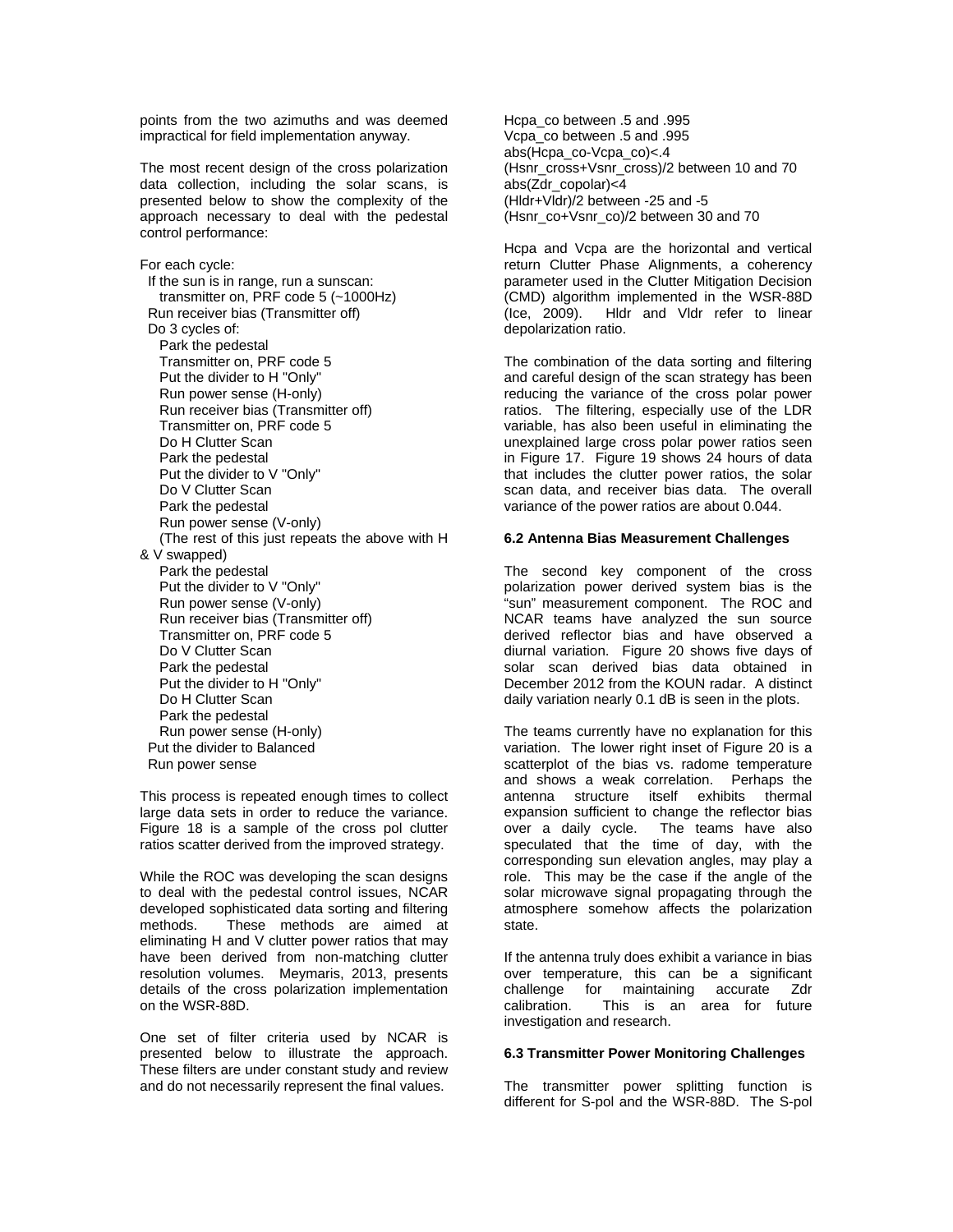points from the two azimuths and was deemed impractical for field implementation anyway.

The most recent design of the cross polarization data collection, including the solar scans, is presented below to show the complexity of the approach necessary to deal with the pedestal control performance:

```
For each cycle:
  If the sun is in range, run a sunscan:
    transmitter on, PRF code 5 (~1000Hz)
  Run receiver bias (Transmitter off)
  Do 3 cycles of:
    Park the pedestal
    Transmitter on, PRF code 5
    Put the divider to H "Only"
    Run power sense (H-only)
    Run receiver bias (Transmitter off)
    Transmitter on, PRF code 5
    Do H Clutter Scan
    Park the pedestal
    Put the divider to V "Only"
    Do V Clutter Scan
    Park the pedestal
    Run power sense (V-only)
    (The rest of this just repeats the above with H & V swapped)
    Park the pedestal
    Put the divider to V "Only"
    Run power sense (V-only)
    Run receiver bias (Transmitter off)
    Transmitter on, PRF code 5
    Do V Clutter Scan
    Park the pedestal
    Put the divider to H "Only"
    Do H Clutter Scan
    Park the pedestal
    Run power sense (H-only)
  Put the divider to Balanced
  Run power sense
```

This process is repeated enough times to collect large data sets in order to reduce the variance. Figure 18 is a sample of the cross pol clutter ratios scatter derived from the improved strategy.

While the ROC was developing the scan designs to deal with the pedestal control issues, NCAR developed sophisticated data sorting and filtering methods. These methods are aimed at eliminating H and V clutter power ratios that may have been derived from non-matching clutter resolution volumes. Meymaris, 2013, presents details of the cross polarization implementation on the WSR-88D.

One set of filter criteria used by NCAR is presented below to illustrate the approach. These filters are under constant study and review and do not necessarily represent the final values.

```
Hcpa_co between .5 and .995
Vcpa_co between .5 and .995
abs(Hcpa_co-Vcpa_co)<.4
(Hsnr_cross+Vsnr_cross)/2 between 10 and 70
abs(Zdr_copolar)<4
(Hldr+Vldr)/2 between -25 and -5
(Hsnr_co+Vsnr_co)/2 between 30 and 70
```

Hcpa and Vcpa are the horizontal and vertical return Clutter Phase Alignments, a coherency parameter used in the Clutter Mitigation Decision (CMD) algorithm implemented in the WSR-88D (Ice, 2009). Hldr and Vldr refer to linear depolarization ratio.

The combination of the data sorting and filtering and careful design of the scan strategy has been reducing the variance of the cross polar power ratios. The filtering, especially use of the LDR variable, has also been useful in eliminating the unexplained large cross polar power ratios seen in Figure 17. Figure 19 shows 24 hours of data that includes the clutter power ratios, the solar scan data, and receiver bias data. The overall variance of the power ratios are about 0.044.

### 6.2 Antenna Bias Measurement Challenges

The second key component of the cross polarization power derived system bias is the "sun" measurement component. The ROC and NCAR teams have analyzed the sun source derived reflector bias and have observed a diurnal variation. Figure 20 shows five days of solar scan derived bias data obtained in December 2012 from the KOUN radar. A distinct daily variation nearly 0.1 dB is seen in the plots.

The teams currently have no explanation for this variation. The lower right inset of Figure 20 is a scatterplot of the bias vs. radome temperature and shows a weak correlation. Perhaps the antenna structure itself exhibits thermal expansion sufficient to change the reflector bias over a daily cycle. The teams have also speculated that the time of day, with the corresponding sun elevation angles, may play a role. This may be the case if the angle of the solar microwave signal propagating through the atmosphere somehow affects the polarization state.

If the antenna truly does exhibit a variance in bias over temperature, this can be a significant challenge for maintaining accurate Zdr calibration. This is an area for future investigation and research.

### 6.3 Transmitter Power Monitoring Challenges

The transmitter power splitting function is different for S-pol and the WSR-88D. The S-pol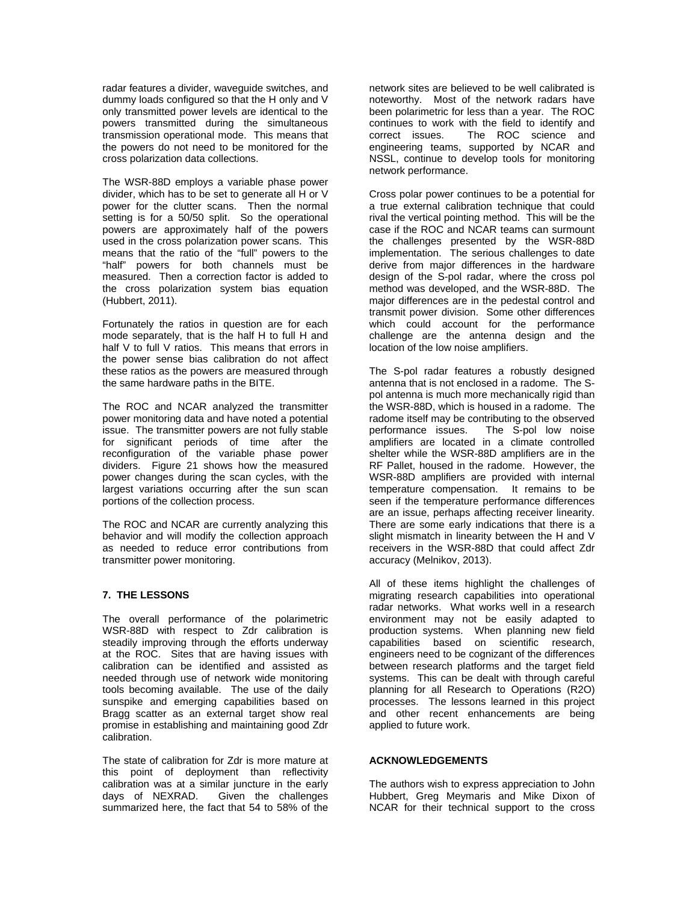radar features a divider, waveguide switches, and dummy loads configured so that the H only and V only transmitted power levels are identical to the powers transmitted during the simultaneous transmission operational mode. This means that the powers do not need to be monitored for the cross polarization data collections.

The WSR-88D employs a variable phase power divider, which has to be set to generate all H or V power for the clutter scans. Then the normal setting is for a 50/50 split. So the operational powers are approximately half of the powers used in the cross polarization power scans. This means that the ratio of the "full" powers to the "half" powers for both channels must be measured. Then a correction factor is added to the cross polarization system bias equation (Hubbert, 2011).

Fortunately the ratios in question are for each mode separately, that is the half H to full H and half V to full V ratios. This means that errors in the power sense bias calibration do not affect these ratios as the powers are measured through the same hardware paths in the BITE.

The ROC and NCAR analyzed the transmitter power monitoring data and have noted a potential issue. The transmitter powers are not fully stable for significant periods of time after the reconfiguration of the variable phase power dividers. Figure 21 shows how the measured power changes during the scan cycles, with the largest variations occurring after the sun scan portions of the collection process.

The ROC and NCAR are currently analyzing this behavior and will modify the collection approach as needed to reduce error contributions from transmitter power monitoring.

## 7. THE LESSONS

The overall performance of the polarimetric WSR-88D with respect to Zdr calibration is steadily improving through the efforts underway at the ROC. Sites that are having issues with calibration can be identified and assisted as needed through use of network wide monitoring tools becoming available. The use of the daily sunspike and emerging capabilities based on Bragg scatter as an external target show real promise in establishing and maintaining good Zdr calibration.

The state of calibration for Zdr is more mature at this point of deployment than reflectivity calibration was at a similar juncture in the early days of NEXRAD. Given the challenges summarized here, the fact that 54 to 58% of the network sites are believed to be well calibrated is noteworthy. Most of the network radars have been polarimetric for less than a year. The ROC continues to work with the field to identify and correct issues. The ROC science and engineering teams, supported by NCAR and NSSL, continue to develop tools for monitoring network performance.

Cross polar power continues to be a potential for a true external calibration technique that could rival the vertical pointing method. This will be the case if the ROC and NCAR teams can surmount the challenges presented by the WSR-88D implementation. The serious challenges to date derive from major differences in the hardware design of the S-pol radar, where the cross pol method was developed, and the WSR-88D. The major differences are in the pedestal control and transmit power division. Some other differences which could account for the performance challenge are the antenna design and the location of the low noise amplifiers.

The S-pol radar features a robustly designed antenna that is not enclosed in a radome. The S-pol antenna is much more mechanically rigid than the WSR-88D, which is housed in a radome. The radome itself may be contributing to the observed performance issues. The S-pol low noise amplifiers are located in a climate controlled shelter while the WSR-88D amplifiers are in the RF Pallet, housed in the radome. However, the WSR-88D amplifiers are provided with internal temperature compensation. It remains to be seen if the temperature performance differences are an issue, perhaps affecting receiver linearity. There are some early indications that there is a slight mismatch in linearity between the H and V receivers in the WSR-88D that could affect Zdr accuracy (Melnikov, 2013).

All of these items highlight the challenges of migrating research capabilities into operational radar networks. What works well in a research environment may not be easily adapted to production systems. When planning new field capabilities based on scientific research, engineers need to be cognizant of the differences between research platforms and the target field systems. This can be dealt with through careful planning for all Research to Operations (R2O) processes. The lessons learned in this project and other recent enhancements are being applied to future work.

## ACKNOWLEDGEMENTS

The authors wish to express appreciation to John Hubbert, Greg Meymaris and Mike Dixon of NCAR for their technical support to the cross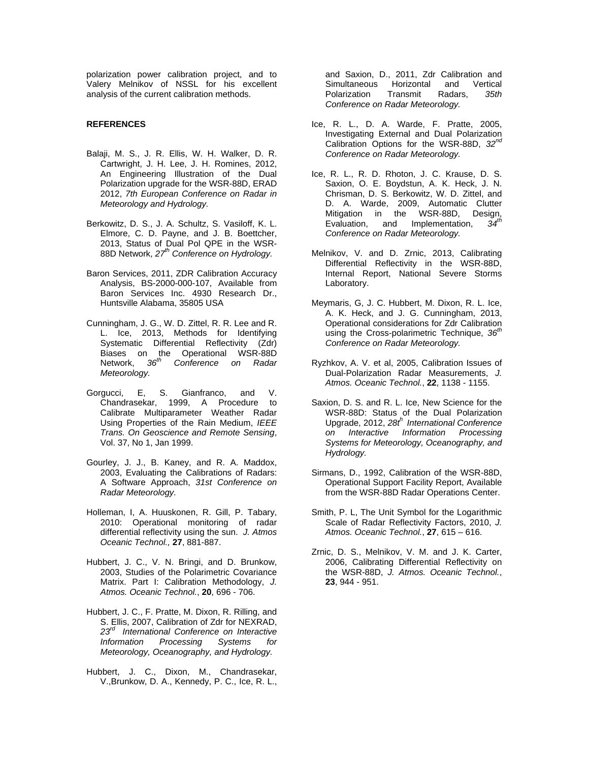polarization power calibration project, and to Valery Melnikov of NSSL for his excellent analysis of the current calibration methods.

**REFERENCES**

Balaji, M. S., J. R. Ellis, W. H. Walker, D. R. Cartwright, J. H. Lee, J. H. Romines, 2012, An Engineering Illustration of the Dual Polarization upgrade for the WSR-88D, ERAD 2012, *7th European Conference on Radar in Meteorology and Hydrology.*

Berkowitz, D. S., J. A. Schultz, S. Vasiloff, K. L. Elmore, C. D. Payne, and J. B. Boettcher, 2013, Status of Dual Pol QPE in the WSR-88D Network, *27th Conference on Hydrology.*

Baron Services, 2011, ZDR Calibration Accuracy Analysis, BS-2000-000-107, Available from Baron Services Inc. 4930 Research Dr., Huntsville Alabama, 35805 USA

Cunningham, J. G., W. D. Zittel, R. R. Lee and R. L. Ice, 2013, Methods for Identifying Systematic Differential Reflectivity (Zdr) Biases on the Operational WSR-88D Network, *36th Conference on Radar Meteorology.*

Gorgucci, E, S. Gianfranco, and V. Chandrasekar, 1999, A Procedure to Calibrate Multiparameter Weather Radar Using Properties of the Rain Medium, *IEEE Trans. On Geoscience and Remote Sensing*, Vol. 37, No 1, Jan 1999.

Gourley, J. J., B. Kaney, and R. A. Maddox, 2003, Evaluating the Calibrations of Radars: A Software Approach, *31st Conference on Radar Meteorology.*

Holleman, I, A. Huuskonen, R. Gill, P. Tabary, 2010: Operational monitoring of radar differential reflectivity using the sun. *J. Atmos Oceanic Technol.,* **27**, 881-887.

Hubbert, J. C., V. N. Bringi, and D. Brunkow, 2003, Studies of the Polarimetric Covariance Matrix. Part I: Calibration Methodology, *J. Atmos. Oceanic Technol.*, **20**, 696 - 706.

Hubbert, J. C., F. Pratte, M. Dixon, R. Rilling, and S. Ellis, 2007, Calibration of Zdr for NEXRAD, *23rd International Conference on Interactive Information Processing Systems for Meteorology, Oceanography, and Hydrology.*

Hubbert, J. C., Dixon, M., Chandrasekar, V.,Brunkow, D. A., Kennedy, P. C., Ice, R. L., and Saxion, D., 2011, Zdr Calibration and Simultaneous Horizontal and Vertical Polarization Transmit Radars, *35th Conference on Radar Meteorology.*

Ice, R. L., D. A. Warde, F. Pratte, 2005, Investigating External and Dual Polarization Calibration Options for the WSR-88D, *32nd Conference on Radar Meteorology.*

Ice, R. L., R. D. Rhoton, J. C. Krause, D. S. Saxion, O. E. Boydstun, A. K. Heck, J. N. Chrisman, D. S. Berkowitz, W. D. Zittel, and D. A. Warde, 2009, Automatic Clutter Mitigation in the WSR-88D, Design, Evaluation, and Implementation, *34th Conference on Radar Meteorology.*

Melnikov, V. and D. Zrnic, 2013, Calibrating Differential Reflectivity in the WSR-88D, Internal Report, National Severe Storms Laboratory.

Meymaris, G, J. C. Hubbert, M. Dixon, R. L. Ice, A. K. Heck, and J. G. Cunningham, 2013, Operational considerations for Zdr Calibration using the Cross-polarimetric Technique, *36th Conference on Radar Meteorology.*

Ryzhkov, A. V. et al, 2005, Calibration Issues of Dual-Polarization Radar Measurements, *J. Atmos. Oceanic Technol.*, **22**, 1138 - 1155.

Saxion, D. S. and R. L. Ice, New Science for the WSR-88D: Status of the Dual Polarization Upgrade, 2012, *28th International Conference on Interactive Information Processing Systems for Meteorology, Oceanography, and Hydrology.*

Sirmans, D., 1992, Calibration of the WSR-88D, Operational Support Facility Report, Available from the WSR-88D Radar Operations Center.

Smith, P. L, The Unit Symbol for the Logarithmic Scale of Radar Reflectivity Factors, 2010, *J. Atmos. Oceanic Technol.*, **27**, 615 – 616.

Zrnic, D. S., Melnikov, V. M. and J. K. Carter, 2006, Calibrating Differential Reflectivity on the WSR-88D, *J. Atmos. Oceanic Technol.*, **23**, 944 - 951.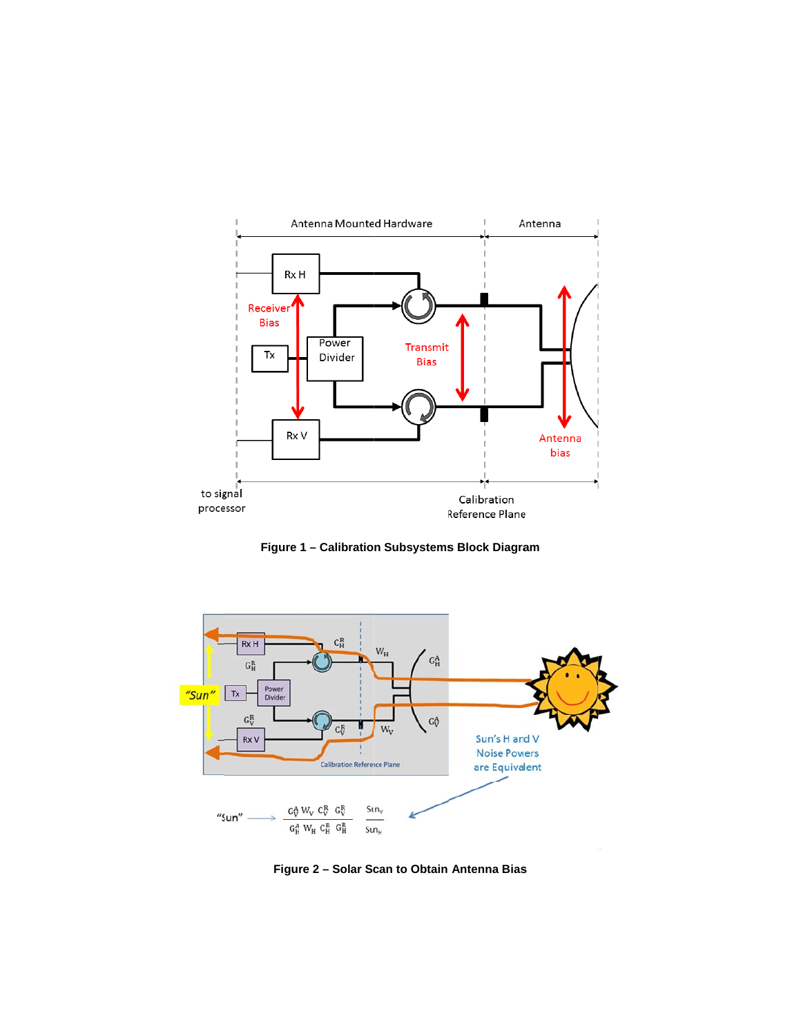Figure 1 – Calibration Subsystems Block Diagram

Figure 2 – Solar Scan to Obtain Antenna Bias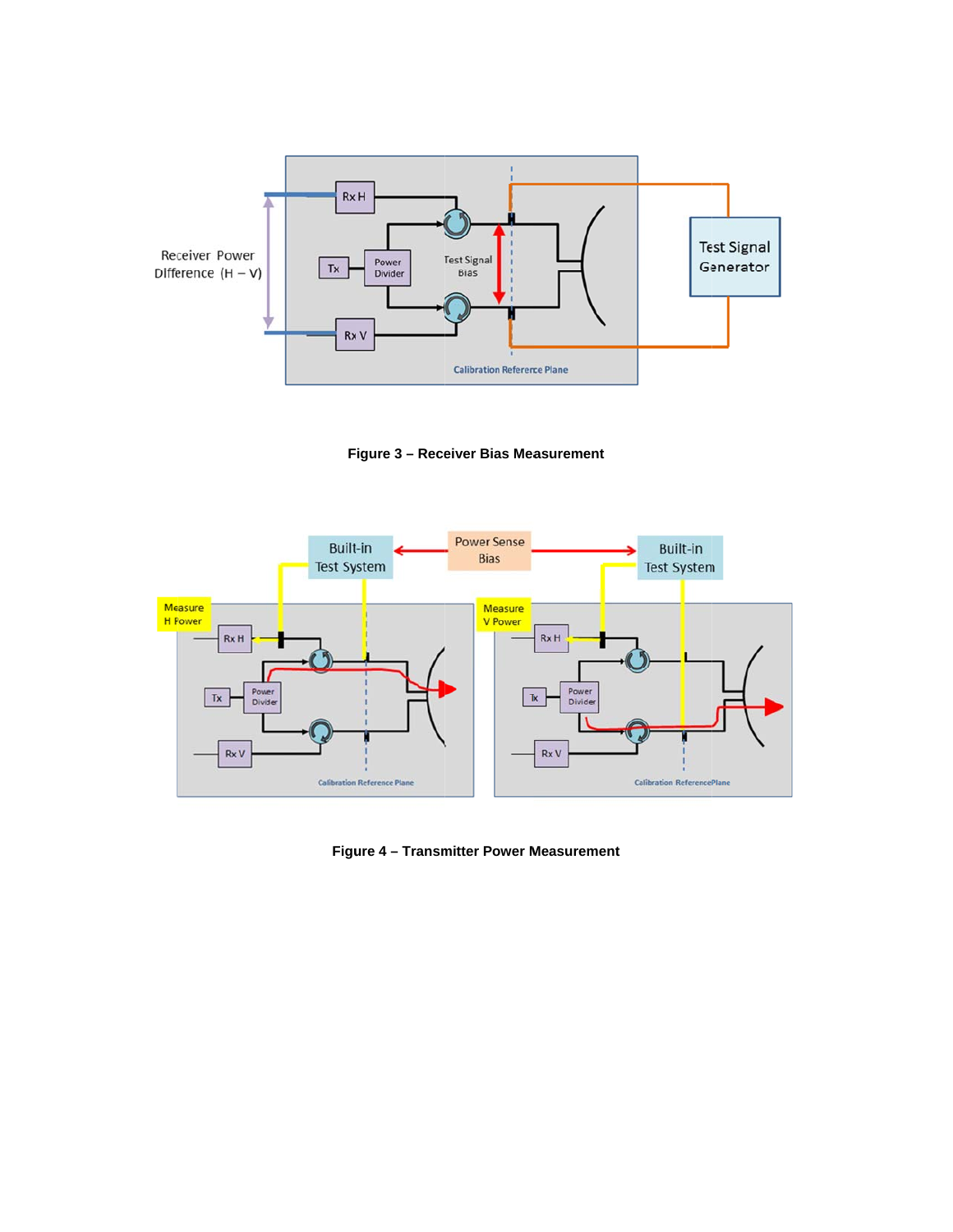**Figure 3 – Receiver Bias Measurement**

**Figure 4 – Transmitter Power Measurement**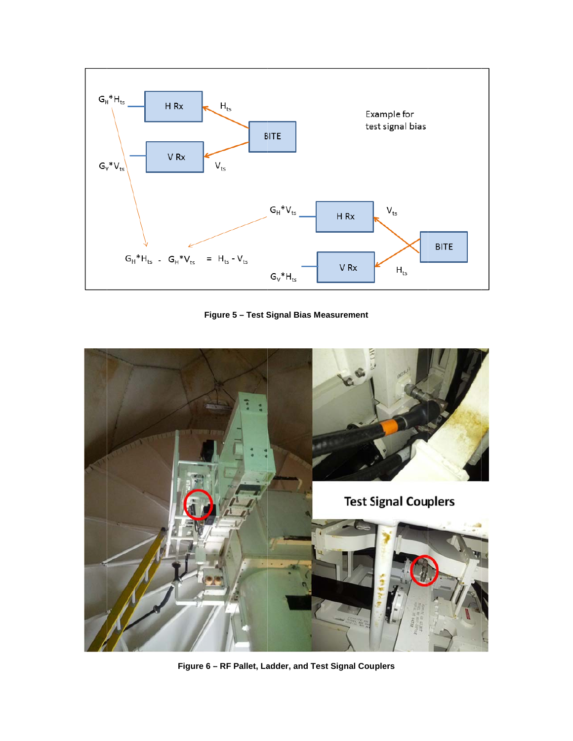**Figure 5 – Test Signal Bias Measurement**

**Figure 6 – RF Pallet, Ladder, and Test Signal Couplers**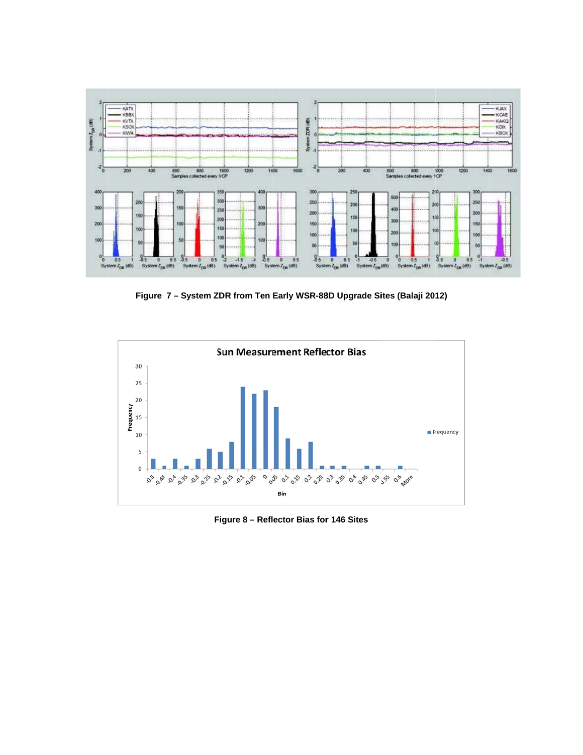**Figure 7 – System ZDR from Ten Early WSR-88D Upgrade Sites (Balaji 2012)**

**Figure 8 – Reflector Bias for 146 Sites**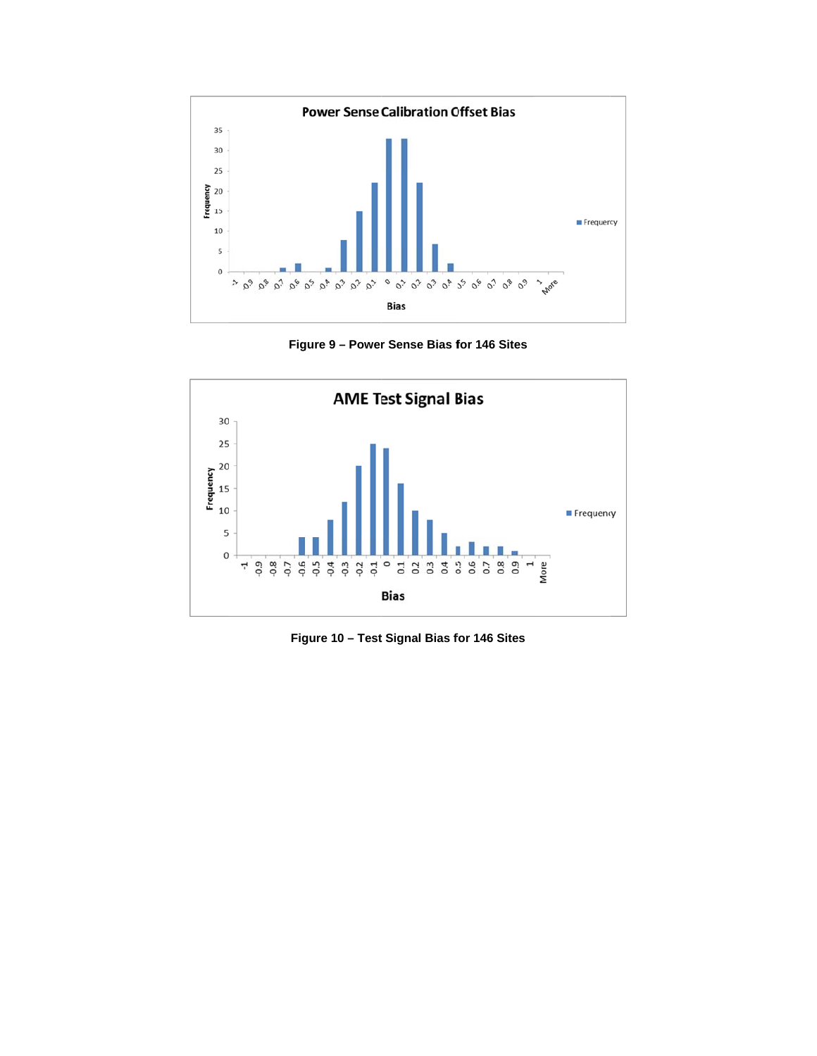Figure 9 – Power Sense Bias for 146 Sites

Figure 10 – Test Signal Bias for 146 Sites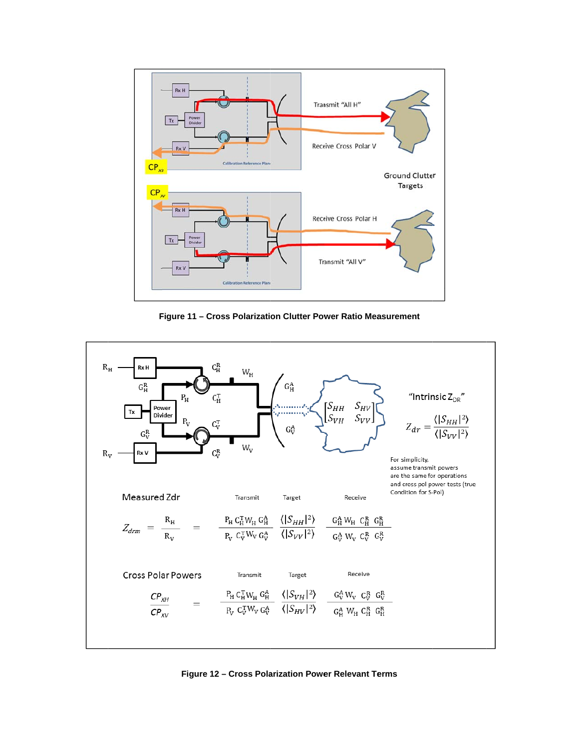Figure 11 – Cross Polarization Clutter Power Ratio Measurement

Figure 12 – Cross Polarization Power Relevant Terms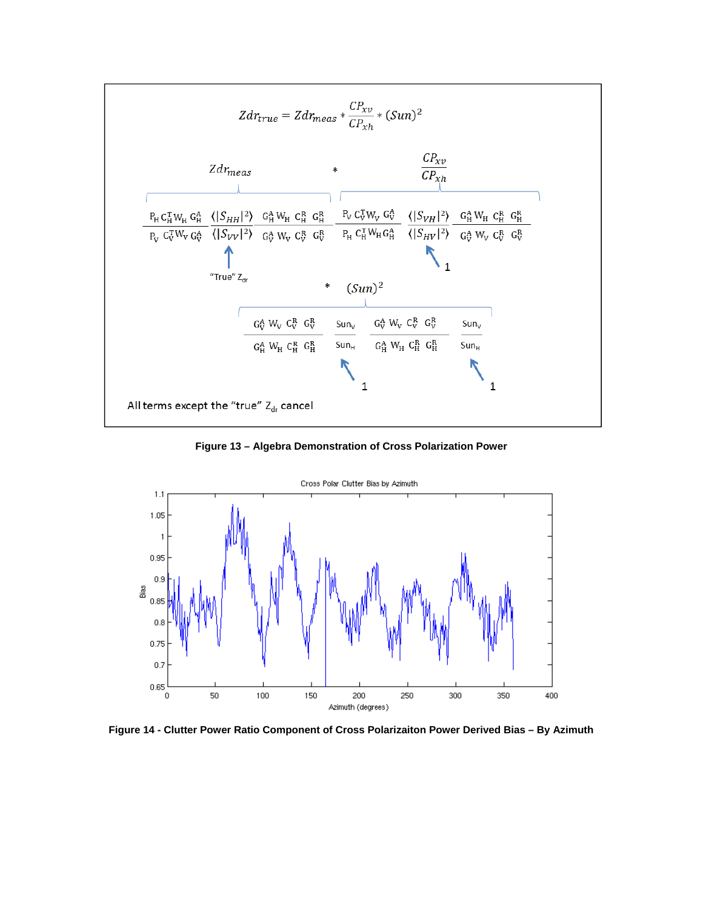$$Zdr_{true} = Zdr_{meas} * \frac{CP_{xv}}{CP_{xh}} * (Sun)^2$$

$$Zdr_{meas} \quad * \quad \frac{CP_{xv}}{CP_{xh}}$$

$$\frac{P_H\, C_H^T W_H\, G_H^A}{P_V\, C_V^T W_V\, G_V^A} \frac{\langle |S_{HH}|^2 \rangle}{\langle |S_{VV}|^2 \rangle} \frac{G_H^A\, W_H\, C_H^R\, G_H^R}{G_V^A\, W_V\, C_V^R\, G_V^R} \quad \frac{P_V\, C_V^T W_V\, G_V^A}{P_H\, C_H^T W_H\, G_H^A} \frac{\langle |S_{VH}|^2 \rangle}{\langle |S_{HV}|^2 \rangle} \frac{G_H^A\, W_H\, C_H^R\, G_H^R}{G_V^A\, W_V\, C_V^R\, G_V^R}$$

"True" $Z_{dr}$ (arrow pointing to $\frac{\langle |S_{HH}|^2 \rangle}{\langle |S_{VV}|^2 \rangle}$); 1 (arrow pointing to $\frac{\langle |S_{VH}|^2 \rangle}{\langle |S_{HV}|^2 \rangle}$)

$$* \quad (Sun)^2$$

$$\frac{G_V^A\, W_V\, C_V^R\, G_V^R}{G_H^A\, W_H\, C_H^R\, G_H^R} \frac{Sun_V}{Sun_H} \quad \frac{G_V^A\, W_V\, C_V^R\, G_V^R}{G_H^A\, W_H\, C_H^R\, G_H^R} \frac{Sun_V}{Sun_H}$$

1 (arrows pointing to each $\frac{Sun_V}{Sun_H}$)

All terms except the "true" $Z_{dr}$ cancel

**Figure 13 – Algebra Demonstration of Cross Polarization Power**

**Figure 14 - Clutter Power Ratio Component of Cross Polarizaiton Power Derived Bias – By Azimuth**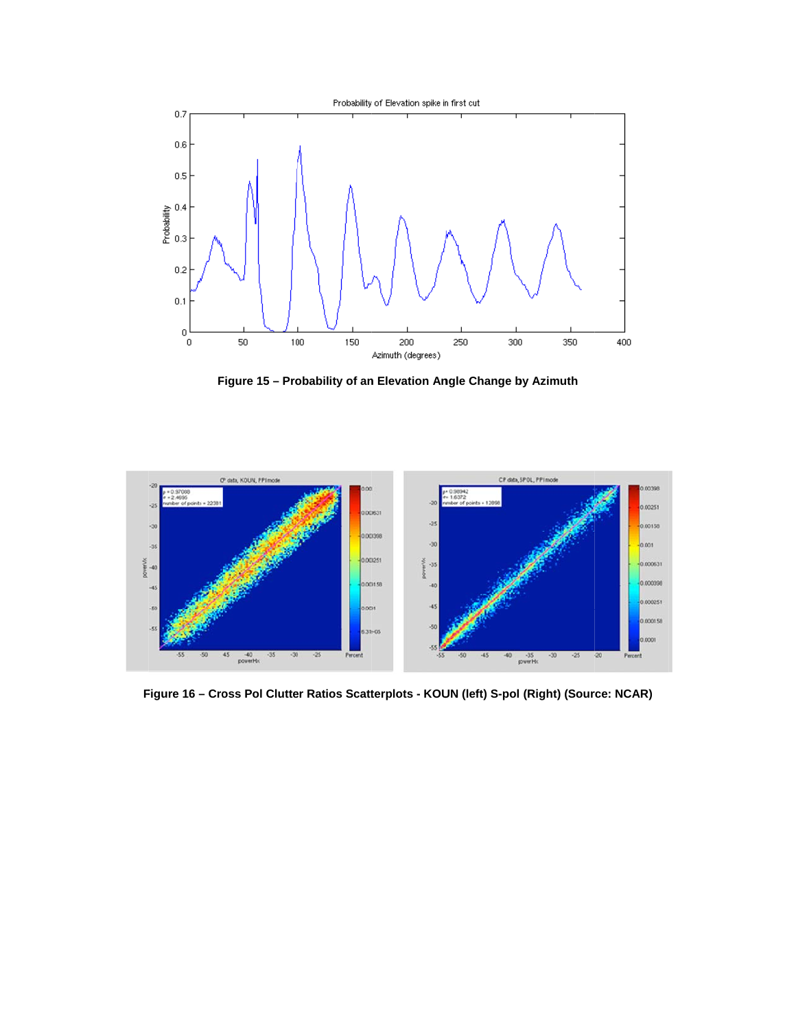**Figure 15 – Probability of an Elevation Angle Change by Azimuth**

**Figure 16 – Cross Pol Clutter Ratios Scatterplots - KOUN (left) S-pol (Right) (Source: NCAR)**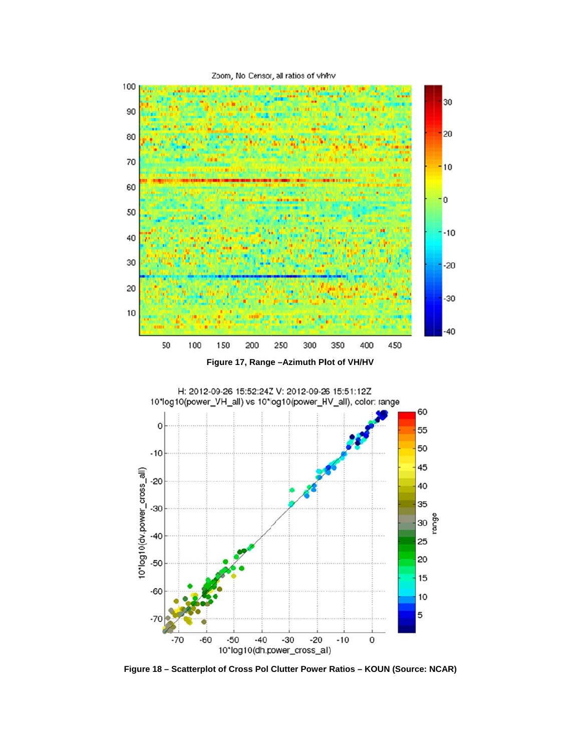**Figure 17, Range –Azimuth Plot of VH/HV**

**Figure 18 – Scatterplot of Cross Pol Clutter Power Ratios – KOUN (Source: NCAR)**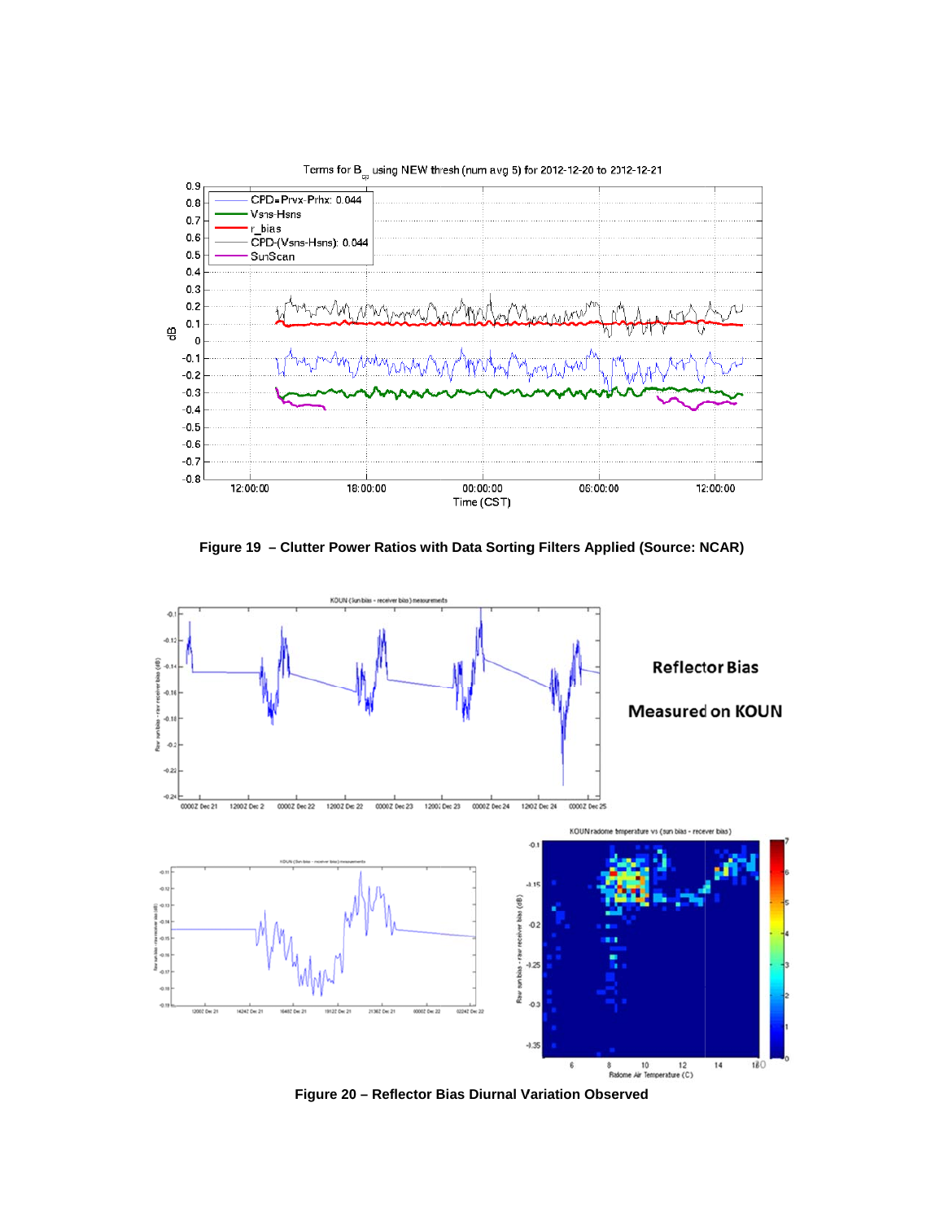**Figure 19 – Clutter Power Ratios with Data Sorting Filters Applied (Source: NCAR)**

**Reflector Bias**

**Measured on KOUN**

**Figure 20 – Reflector Bias Diurnal Variation Observed**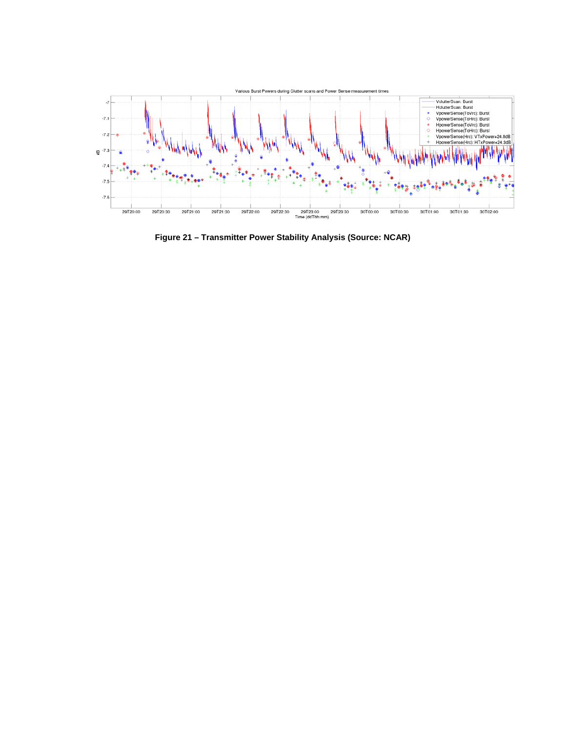Various Burst Powers during Clutter scans and Power Sense measurement times

dB

-7

-7.1

-7.2

-7.3

-7.4

-7.5

-7.6

29T20:00 29T20:30 29T21:00 29T21:30 29T22:00 29T22:30 29T23:00 29T23:30 30T00:00 30T00:30 30T01:00 30T01:30 30T02:00

Time (ddThh:mm)

VclutterScan: Burst
HclutterScan: Burst
VpowerSense(ToVrc): Burst
VpowerSense(ToHrc): Burst
HpowerSense(ToVrc): Burst
HpowerSense(ToHrc): Burst
VpowerSense(Hrc): VTxPower+24.8dB
HpowerSense(Hrc): HTxPower+24.3dB

**Figure 21 – Transmitter Power Stability Analysis (Source: NCAR)**